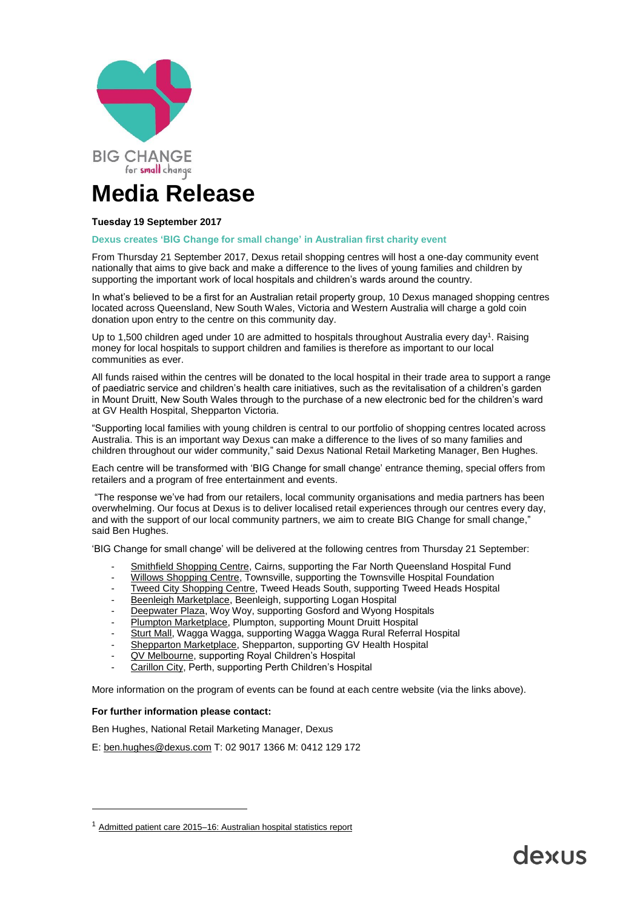BIG CHANGE
for small change

# Media Release

**Tuesday 19 September 2017**

## Dexus creates 'BIG Change for small change' in Australian first charity event

From Thursday 21 September 2017, Dexus retail shopping centres will host a one-day community event nationally that aims to give back and make a difference to the lives of young families and children by supporting the important work of local hospitals and children's wards around the country.

In what's believed to be a first for an Australian retail property group, 10 Dexus managed shopping centres located across Queensland, New South Wales, Victoria and Western Australia will charge a gold coin donation upon entry to the centre on this community day.

Up to 1,500 children aged under 10 are admitted to hospitals throughout Australia every day[1]. Raising money for local hospitals to support children and families is therefore as important to our local communities as ever.

All funds raised within the centres will be donated to the local hospital in their trade area to support a range of paediatric service and children's health care initiatives, such as the revitalisation of a children's garden in Mount Druitt, New South Wales through to the purchase of a new electronic bed for the children's ward at GV Health Hospital, Shepparton Victoria.

"Supporting local families with young children is central to our portfolio of shopping centres located across Australia. This is an important way Dexus can make a difference to the lives of so many families and children throughout our wider community," said Dexus National Retail Marketing Manager, Ben Hughes.

Each centre will be transformed with 'BIG Change for small change' entrance theming, special offers from retailers and a program of free entertainment and events.

"The response we've had from our retailers, local community organisations and media partners has been overwhelming. Our focus at Dexus is to deliver localised retail experiences through our centres every day, and with the support of our local community partners, we aim to create BIG Change for small change," said Ben Hughes.

'BIG Change for small change' will be delivered at the following centres from Thursday 21 September:

- Smithfield Shopping Centre, Cairns, supporting the Far North Queensland Hospital Fund
- Willows Shopping Centre, Townsville, supporting the Townsville Hospital Foundation
- Tweed City Shopping Centre, Tweed Heads South, supporting Tweed Heads Hospital
- Beenleigh Marketplace, Beenleigh, supporting Logan Hospital
- Deepwater Plaza, Woy Woy, supporting Gosford and Wyong Hospitals
- Plumpton Marketplace, Plumpton, supporting Mount Druitt Hospital
- Sturt Mall, Wagga Wagga, supporting Wagga Wagga Rural Referral Hospital
- Shepparton Marketplace, Shepparton, supporting GV Health Hospital
- QV Melbourne, supporting Royal Children's Hospital
- Carillon City, Perth, supporting Perth Children's Hospital

More information on the program of events can be found at each centre website (via the links above).

**For further information please contact:**

Ben Hughes, National Retail Marketing Manager, Dexus

E: ben.hughes@dexus.com T: 02 9017 1366 M: 0412 129 172

---

[1] Admitted patient care 2015–16: Australian hospital statistics report

dexus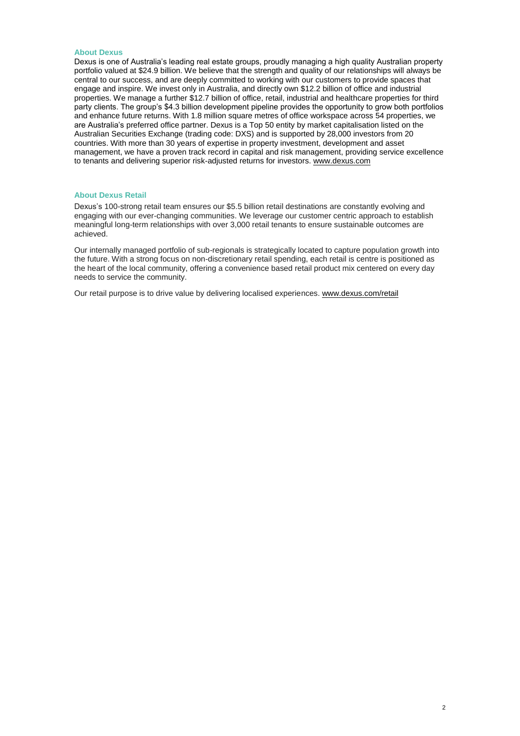### About Dexus

Dexus is one of Australia's leading real estate groups, proudly managing a high quality Australian property portfolio valued at $24.9 billion. We believe that the strength and quality of our relationships will always be central to our success, and are deeply committed to working with our customers to provide spaces that engage and inspire. We invest only in Australia, and directly own $12.2 billion of office and industrial properties. We manage a further $12.7 billion of office, retail, industrial and healthcare properties for third party clients. The group's $4.3 billion development pipeline provides the opportunity to grow both portfolios and enhance future returns. With 1.8 million square metres of office workspace across 54 properties, we are Australia's preferred office partner. Dexus is a Top 50 entity by market capitalisation listed on the Australian Securities Exchange (trading code: DXS) and is supported by 28,000 investors from 20 countries. With more than 30 years of expertise in property investment, development and asset management, we have a proven track record in capital and risk management, providing service excellence to tenants and delivering superior risk-adjusted returns for investors. www.dexus.com

### About Dexus Retail

Dexus's 100-strong retail team ensures our $5.5 billion retail destinations are constantly evolving and engaging with our ever-changing communities. We leverage our customer centric approach to establish meaningful long-term relationships with over 3,000 retail tenants to ensure sustainable outcomes are achieved.

Our internally managed portfolio of sub-regionals is strategically located to capture population growth into the future. With a strong focus on non-discretionary retail spending, each retail is centre is positioned as the heart of the local community, offering a convenience based retail product mix centered on every day needs to service the community.

Our retail purpose is to drive value by delivering localised experiences. www.dexus.com/retail